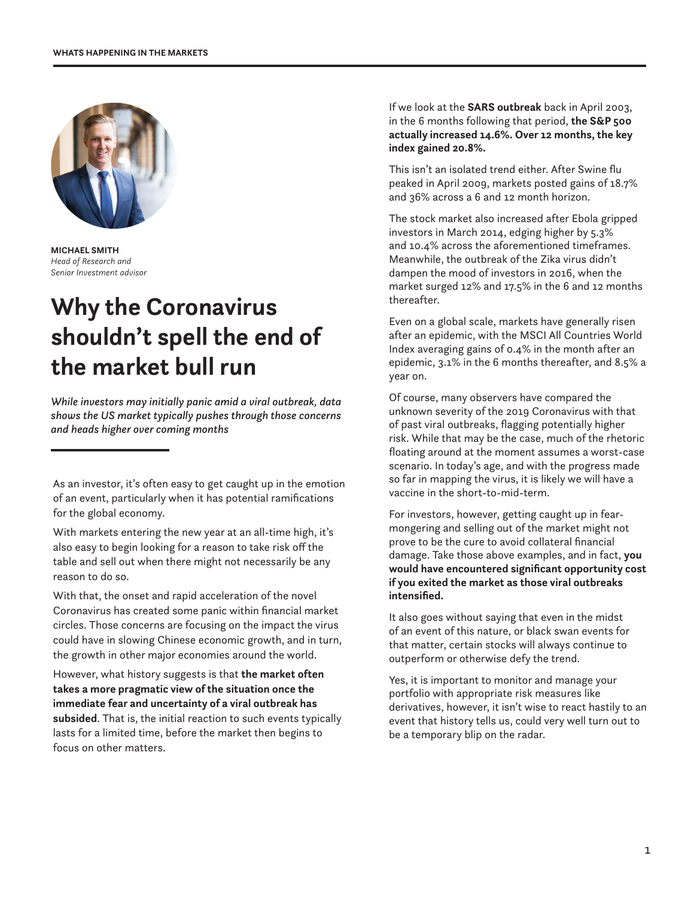**MICHAEL SMITH**
*Head of Research and*
*Senior Investment advisor*

# Why the Coronavirus shouldn't spell the end of the market bull run

***While investors may initially panic amid a viral outbreak, data shows the US market typically pushes through those concerns and heads higher over coming months***

As an investor, it's often easy to get caught up in the emotion of an event, particularly when it has potential ramifications for the global economy.

With markets entering the new year at an all-time high, it's also easy to begin looking for a reason to take risk off the table and sell out when there might not necessarily be any reason to do so.

With that, the onset and rapid acceleration of the novel Coronavirus has created some panic within financial market circles. Those concerns are focusing on the impact the virus could have in slowing Chinese economic growth, and in turn, the growth in other major economies around the world.

However, what history suggests is that **the market often takes a more pragmatic view of the situation once the immediate fear and uncertainty of a viral outbreak has subsided**. That is, the initial reaction to such events typically lasts for a limited time, before the market then begins to focus on other matters.

If we look at the **SARS outbreak** back in April 2003, in the 6 months following that period, **the S&P 500 actually increased 14.6%. Over 12 months, the key index gained 20.8%.**

This isn't an isolated trend either. After Swine flu peaked in April 2009, markets posted gains of 18.7% and 36% across a 6 and 12 month horizon.

The stock market also increased after Ebola gripped investors in March 2014, edging higher by 5.3% and 10.4% across the aforementioned timeframes. Meanwhile, the outbreak of the Zika virus didn't dampen the mood of investors in 2016, when the market surged 12% and 17.5% in the 6 and 12 months thereafter.

Even on a global scale, markets have generally risen after an epidemic, with the MSCI All Countries World Index averaging gains of 0.4% in the month after an epidemic, 3.1% in the 6 months thereafter, and 8.5% a year on.

Of course, many observers have compared the unknown severity of the 2019 Coronavirus with that of past viral outbreaks, flagging potentially higher risk. While that may be the case, much of the rhetoric floating around at the moment assumes a worst-case scenario. In today's age, and with the progress made so far in mapping the virus, it is likely we will have a vaccine in the short-to-mid-term.

For investors, however, getting caught up in fear-mongering and selling out of the market might not prove to be the cure to avoid collateral financial damage. Take those above examples, and in fact, **you would have encountered significant opportunity cost if you exited the market as those viral outbreaks intensified.**

It also goes without saying that even in the midst of an event of this nature, or black swan events for that matter, certain stocks will always continue to outperform or otherwise defy the trend.

Yes, it is important to monitor and manage your portfolio with appropriate risk measures like derivatives, however, it isn't wise to react hastily to an event that history tells us, could very well turn out to be a temporary blip on the radar.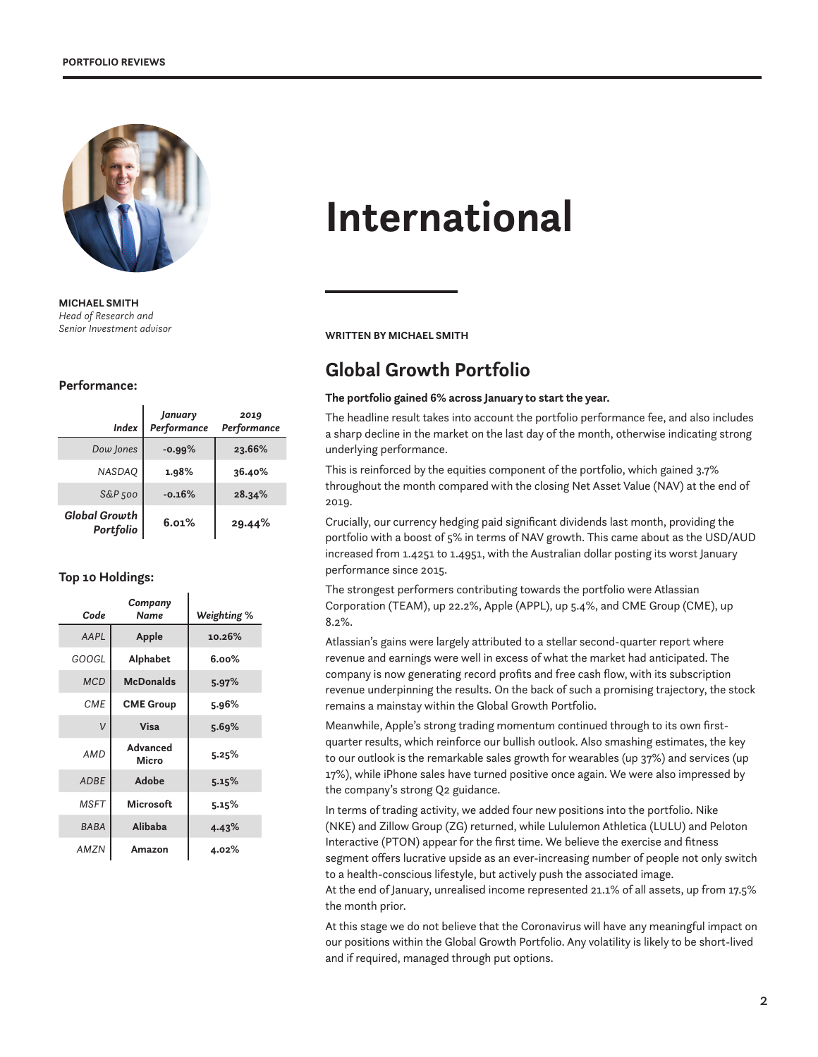MICHAEL SMITH
*Head of Research and Senior Investment advisor*

### Performance:

| Index | January Performance | 2019 Performance |
|---|---|---|
| *Dow Jones* | -0.99% | 23.66% |
| *NASDAQ* | 1.98% | 36.40% |
| *S&P 500* | -0.16% | 28.34% |
| ***Global Growth Portfolio*** | **6.01%** | **29.44%** |

### Top 10 Holdings:

| Code | Company Name | Weighting % |
|---|---|---|
| *AAPL* | **Apple** | 10.26% |
| *GOOGL* | **Alphabet** | 6.00% |
| *MCD* | **McDonalds** | 5.97% |
| *CME* | **CME Group** | 5.96% |
| *V* | **Visa** | 5.69% |
| *AMD* | **Advanced Micro** | 5.25% |
| *ADBE* | **Adobe** | 5.15% |
| *MSFT* | **Microsoft** | 5.15% |
| *BABA* | **Alibaba** | 4.43% |
| *AMZN* | **Amazon** | 4.02% |

# International

**WRITTEN BY MICHAEL SMITH**

## Global Growth Portfolio

**The portfolio gained 6% across January to start the year.**

The headline result takes into account the portfolio performance fee, and also includes a sharp decline in the market on the last day of the month, otherwise indicating strong underlying performance.

This is reinforced by the equities component of the portfolio, which gained 3.7% throughout the month compared with the closing Net Asset Value (NAV) at the end of 2019.

Crucially, our currency hedging paid significant dividends last month, providing the portfolio with a boost of 5% in terms of NAV growth. This came about as the USD/AUD increased from 1.4251 to 1.4951, with the Australian dollar posting its worst January performance since 2015.

The strongest performers contributing towards the portfolio were Atlassian Corporation (TEAM), up 22.2%, Apple (APPL), up 5.4%, and CME Group (CME), up 8.2%.

Atlassian's gains were largely attributed to a stellar second-quarter report where revenue and earnings were well in excess of what the market had anticipated. The company is now generating record profits and free cash flow, with its subscription revenue underpinning the results. On the back of such a promising trajectory, the stock remains a mainstay within the Global Growth Portfolio.

Meanwhile, Apple's strong trading momentum continued through to its own first-quarter results, which reinforce our bullish outlook. Also smashing estimates, the key to our outlook is the remarkable sales growth for wearables (up 37%) and services (up 17%), while iPhone sales have turned positive once again. We were also impressed by the company's strong Q2 guidance.

In terms of trading activity, we added four new positions into the portfolio. Nike (NKE) and Zillow Group (ZG) returned, while Lululemon Athletica (LULU) and Peloton Interactive (PTON) appear for the first time. We believe the exercise and fitness segment offers lucrative upside as an ever-increasing number of people not only switch to a health-conscious lifestyle, but actively push the associated image.
At the end of January, unrealised income represented 21.1% of all assets, up from 17.5% the month prior.

At this stage we do not believe that the Coronavirus will have any meaningful impact on our positions within the Global Growth Portfolio. Any volatility is likely to be short-lived and if required, managed through put options.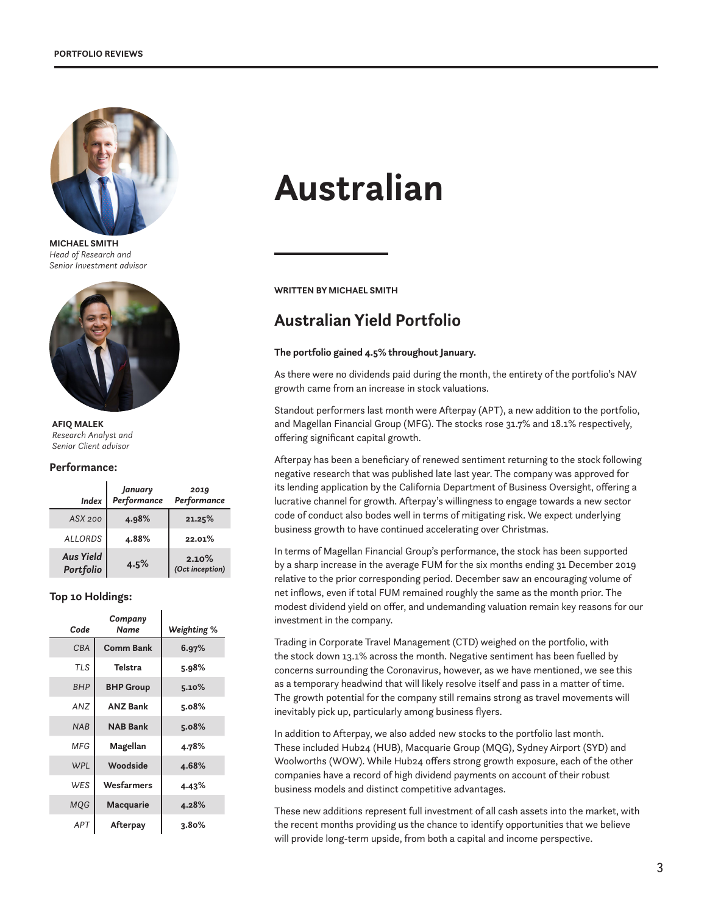# Australian

MICHAEL SMITH
*Head of Research and Senior Investment advisor*

AFIQ MALEK
*Research Analyst and Senior Client advisor*

**Performance:**

| Index | January Performance | 2019 Performance |
|---|---|---|
| ASX 200 | 4.98% | 21.25% |
| ALLORDS | 4.88% | 22.01% |
| Aus Yield Portfolio | 4.5% | 2.10% (Oct inception) |

**Top 10 Holdings:**

| Code | Company Name | Weighting % |
|---|---|---|
| CBA | Comm Bank | 6.97% |
| TLS | Telstra | 5.98% |
| BHP | BHP Group | 5.10% |
| ANZ | ANZ Bank | 5.08% |
| NAB | NAB Bank | 5.08% |
| MFG | Magellan | 4.78% |
| WPL | Woodside | 4.68% |
| WES | Wesfarmers | 4.43% |
| MQG | Macquarie | 4.28% |
| APT | Afterpay | 3.80% |

**WRITTEN BY MICHAEL SMITH**

## Australian Yield Portfolio

**The portfolio gained 4.5% throughout January.**

As there were no dividends paid during the month, the entirety of the portfolio's NAV growth came from an increase in stock valuations.

Standout performers last month were Afterpay (APT), a new addition to the portfolio, and Magellan Financial Group (MFG). The stocks rose 31.7% and 18.1% respectively, offering significant capital growth.

Afterpay has been a beneficiary of renewed sentiment returning to the stock following negative research that was published late last year. The company was approved for its lending application by the California Department of Business Oversight, offering a lucrative channel for growth. Afterpay's willingness to engage towards a new sector code of conduct also bodes well in terms of mitigating risk. We expect underlying business growth to have continued accelerating over Christmas.

In terms of Magellan Financial Group's performance, the stock has been supported by a sharp increase in the average FUM for the six months ending 31 December 2019 relative to the prior corresponding period. December saw an encouraging volume of net inflows, even if total FUM remained roughly the same as the month prior. The modest dividend yield on offer, and undemanding valuation remain key reasons for our investment in the company.

Trading in Corporate Travel Management (CTD) weighed on the portfolio, with the stock down 13.1% across the month. Negative sentiment has been fuelled by concerns surrounding the Coronavirus, however, as we have mentioned, we see this as a temporary headwind that will likely resolve itself and pass in a matter of time. The growth potential for the company still remains strong as travel movements will inevitably pick up, particularly among business flyers.

In addition to Afterpay, we also added new stocks to the portfolio last month. These included Hub24 (HUB), Macquarie Group (MQG), Sydney Airport (SYD) and Woolworths (WOW). While Hub24 offers strong growth exposure, each of the other companies have a record of high dividend payments on account of their robust business models and distinct competitive advantages.

These new additions represent full investment of all cash assets into the market, with the recent months providing us the chance to identify opportunities that we believe will provide long-term upside, from both a capital and income perspective.